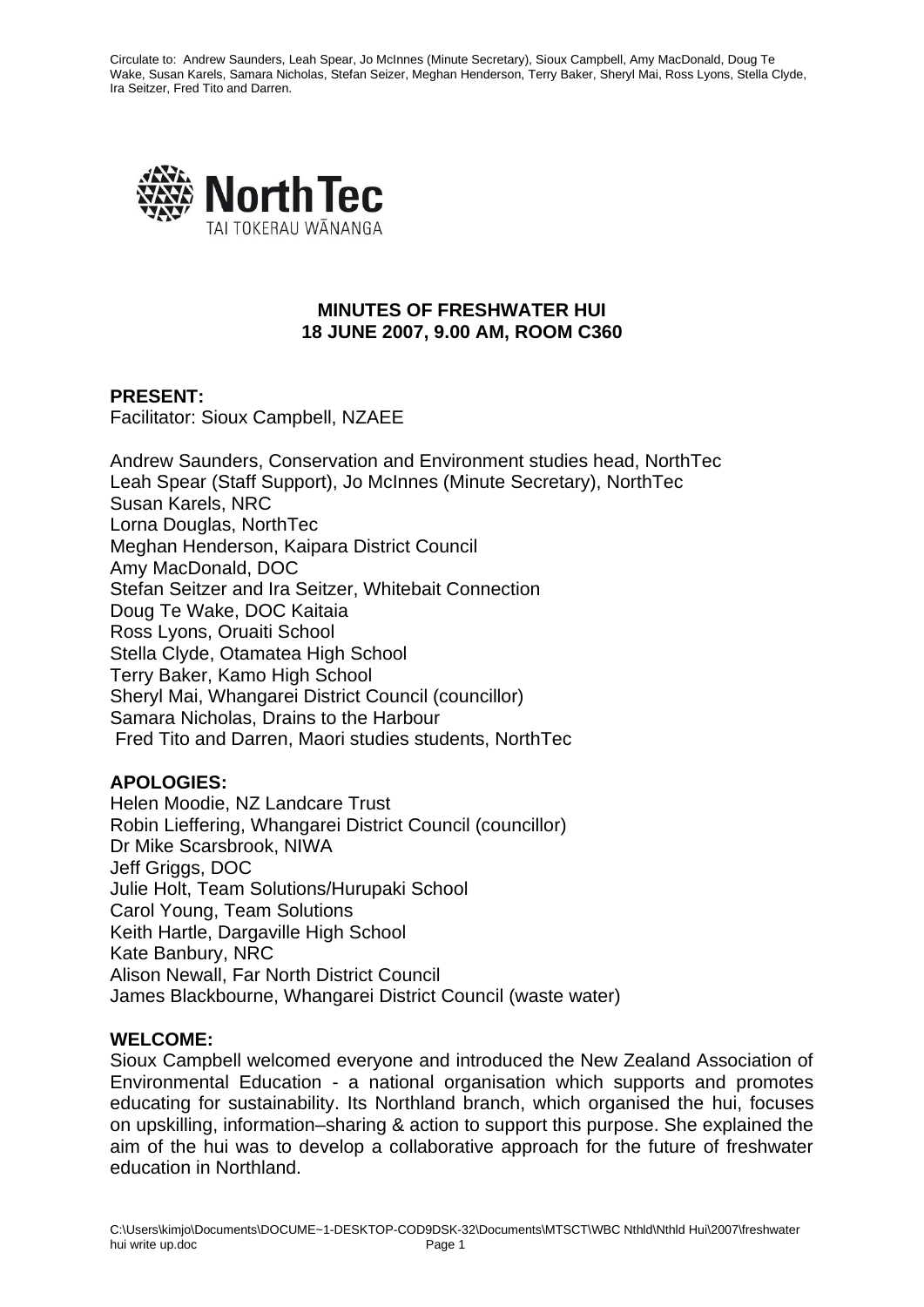Circulate to: Andrew Saunders, Leah Spear, Jo McInnes (Minute Secretary), Sioux Campbell, Amy MacDonald, Doug Te Wake, Susan Karels, Samara Nicholas, Stefan Seizer, Meghan Henderson, Terry Baker, Sheryl Mai, Ross Lyons, Stella Clyde, Ira Seitzer, Fred Tito and Darren.

NorthTec
TAI TOKERAU WĀNANGA

**MINUTES OF FRESHWATER HUI**
**18 JUNE 2007, 9.00 AM, ROOM C360**

**PRESENT:**
Facilitator: Sioux Campbell, NZAEE

Andrew Saunders, Conservation and Environment studies head, NorthTec
Leah Spear (Staff Support), Jo McInnes (Minute Secretary), NorthTec
Susan Karels, NRC
Lorna Douglas, NorthTec
Meghan Henderson, Kaipara District Council
Amy MacDonald, DOC
Stefan Seitzer and Ira Seitzer, Whitebait Connection
Doug Te Wake, DOC Kaitaia
Ross Lyons, Oruaiti School
Stella Clyde, Otamatea High School
Terry Baker, Kamo High School
Sheryl Mai, Whangarei District Council (councillor)
Samara Nicholas, Drains to the Harbour
Fred Tito and Darren, Maori studies students, NorthTec

**APOLOGIES:**
Helen Moodie, NZ Landcare Trust
Robin Lieffering, Whangarei District Council (councillor)
Dr Mike Scarsbrook, NIWA
Jeff Griggs, DOC
Julie Holt, Team Solutions/Hurupaki School
Carol Young, Team Solutions
Keith Hartle, Dargaville High School
Kate Banbury, NRC
Alison Newall, Far North District Council
James Blackbourne, Whangarei District Council (waste water)

**WELCOME:**
Sioux Campbell welcomed everyone and introduced the New Zealand Association of Environmental Education - a national organisation which supports and promotes educating for sustainability. Its Northland branch, which organised the hui, focuses on upskilling, information–sharing & action to support this purpose. She explained the aim of the hui was to develop a collaborative approach for the future of freshwater education in Northland.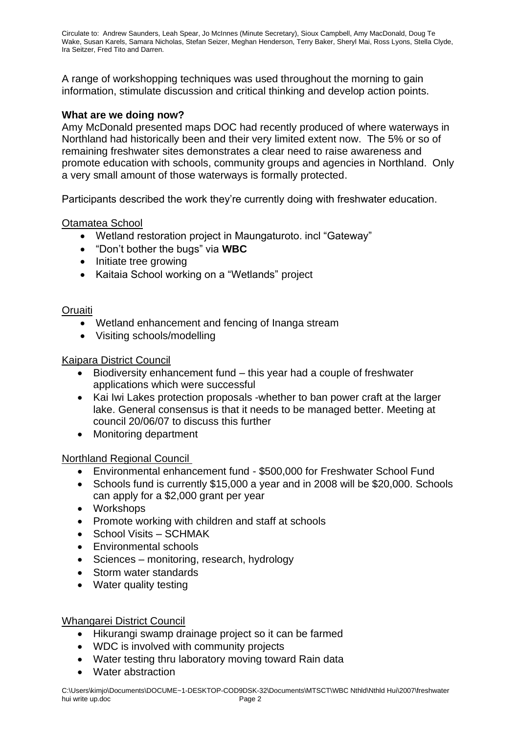Circulate to: Andrew Saunders, Leah Spear, Jo McInnes (Minute Secretary), Sioux Campbell, Amy MacDonald, Doug Te Wake, Susan Karels, Samara Nicholas, Stefan Seizer, Meghan Henderson, Terry Baker, Sheryl Mai, Ross Lyons, Stella Clyde, Ira Seitzer, Fred Tito and Darren.

A range of workshopping techniques was used throughout the morning to gain information, stimulate discussion and critical thinking and develop action points.

**What are we doing now?**

Amy McDonald presented maps DOC had recently produced of where waterways in Northland had historically been and their very limited extent now. The 5% or so of remaining freshwater sites demonstrates a clear need to raise awareness and promote education with schools, community groups and agencies in Northland. Only a very small amount of those waterways is formally protected.

Participants described the work they're currently doing with freshwater education.

Otamatea School

- Wetland restoration project in Maungaturoto. incl "Gateway"
- "Don't bother the bugs" via **WBC**
- Initiate tree growing
- Kaitaia School working on a "Wetlands" project

Oruaiti

- Wetland enhancement and fencing of Inanga stream
- Visiting schools/modelling

Kaipara District Council

- Biodiversity enhancement fund – this year had a couple of freshwater applications which were successful
- Kai Iwi Lakes protection proposals -whether to ban power craft at the larger lake. General consensus is that it needs to be managed better. Meeting at council 20/06/07 to discuss this further
- Monitoring department

Northland Regional Council

- Environmental enhancement fund - $500,000 for Freshwater School Fund
- Schools fund is currently $15,000 a year and in 2008 will be $20,000. Schools can apply for a $2,000 grant per year
- Workshops
- Promote working with children and staff at schools
- School Visits – SCHMAK
- Environmental schools
- Sciences – monitoring, research, hydrology
- Storm water standards
- Water quality testing

Whangarei District Council

- Hikurangi swamp drainage project so it can be farmed
- WDC is involved with community projects
- Water testing thru laboratory moving toward Rain data
- Water abstraction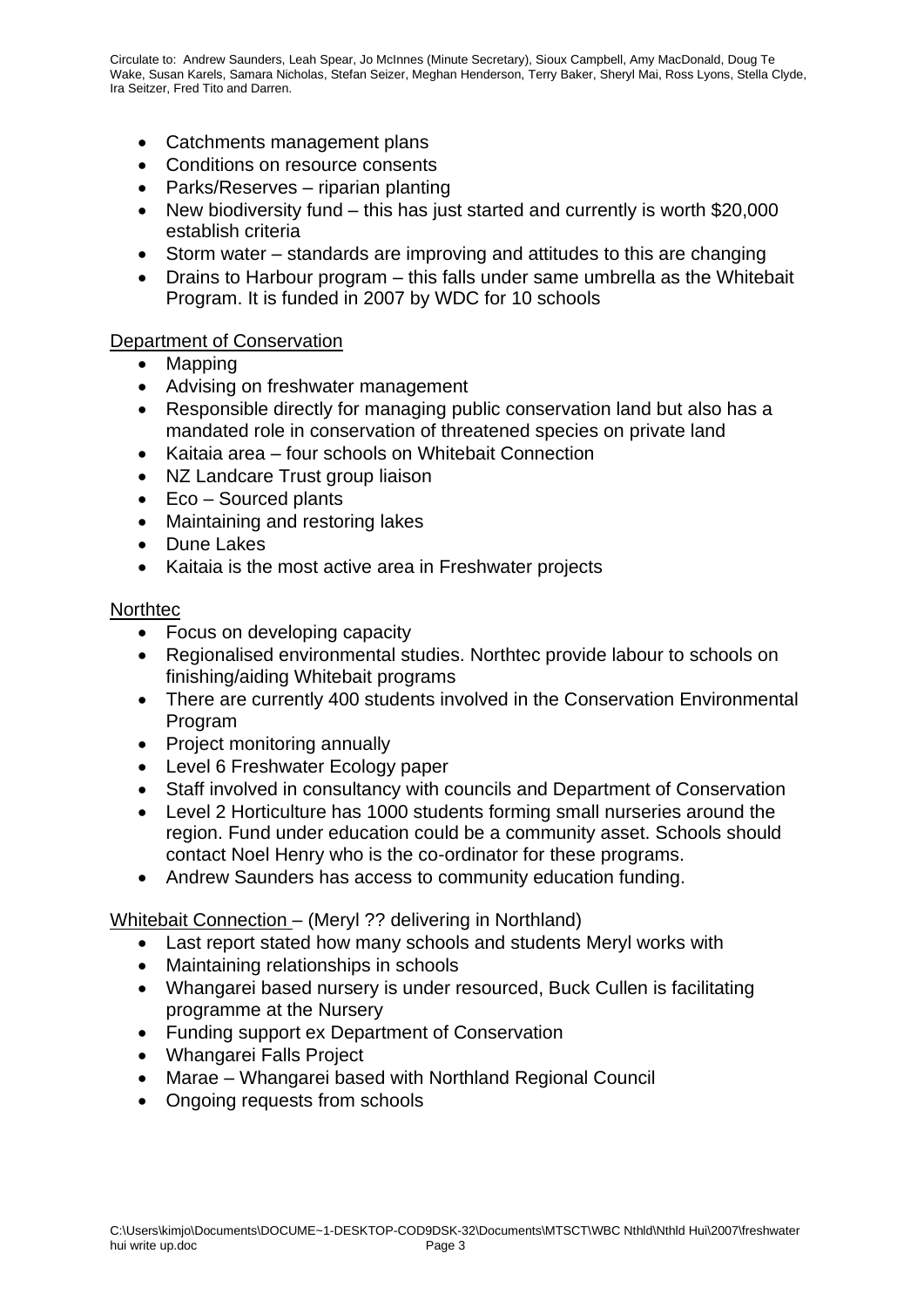Circulate to: Andrew Saunders, Leah Spear, Jo McInnes (Minute Secretary), Sioux Campbell, Amy MacDonald, Doug Te Wake, Susan Karels, Samara Nicholas, Stefan Seizer, Meghan Henderson, Terry Baker, Sheryl Mai, Ross Lyons, Stella Clyde, Ira Seitzer, Fred Tito and Darren.

- Catchments management plans
- Conditions on resource consents
- Parks/Reserves – riparian planting
- New biodiversity fund – this has just started and currently is worth $20,000 establish criteria
- Storm water – standards are improving and attitudes to this are changing
- Drains to Harbour program – this falls under same umbrella as the Whitebait Program. It is funded in 2007 by WDC for 10 schools

<u>Department of Conservation</u>

- Mapping
- Advising on freshwater management
- Responsible directly for managing public conservation land but also has a mandated role in conservation of threatened species on private land
- Kaitaia area – four schools on Whitebait Connection
- NZ Landcare Trust group liaison
- Eco – Sourced plants
- Maintaining and restoring lakes
- Dune Lakes
- Kaitaia is the most active area in Freshwater projects

<u>Northtec</u>

- Focus on developing capacity
- Regionalised environmental studies. Northtec provide labour to schools on finishing/aiding Whitebait programs
- There are currently 400 students involved in the Conservation Environmental Program
- Project monitoring annually
- Level 6 Freshwater Ecology paper
- Staff involved in consultancy with councils and Department of Conservation
- Level 2 Horticulture has 1000 students forming small nurseries around the region. Fund under education could be a community asset. Schools should contact Noel Henry who is the co-ordinator for these programs.
- Andrew Saunders has access to community education funding.

<u>Whitebait Connection</u> – (Meryl ?? delivering in Northland)

- Last report stated how many schools and students Meryl works with
- Maintaining relationships in schools
- Whangarei based nursery is under resourced, Buck Cullen is facilitating programme at the Nursery
- Funding support ex Department of Conservation
- Whangarei Falls Project
- Marae – Whangarei based with Northland Regional Council
- Ongoing requests from schools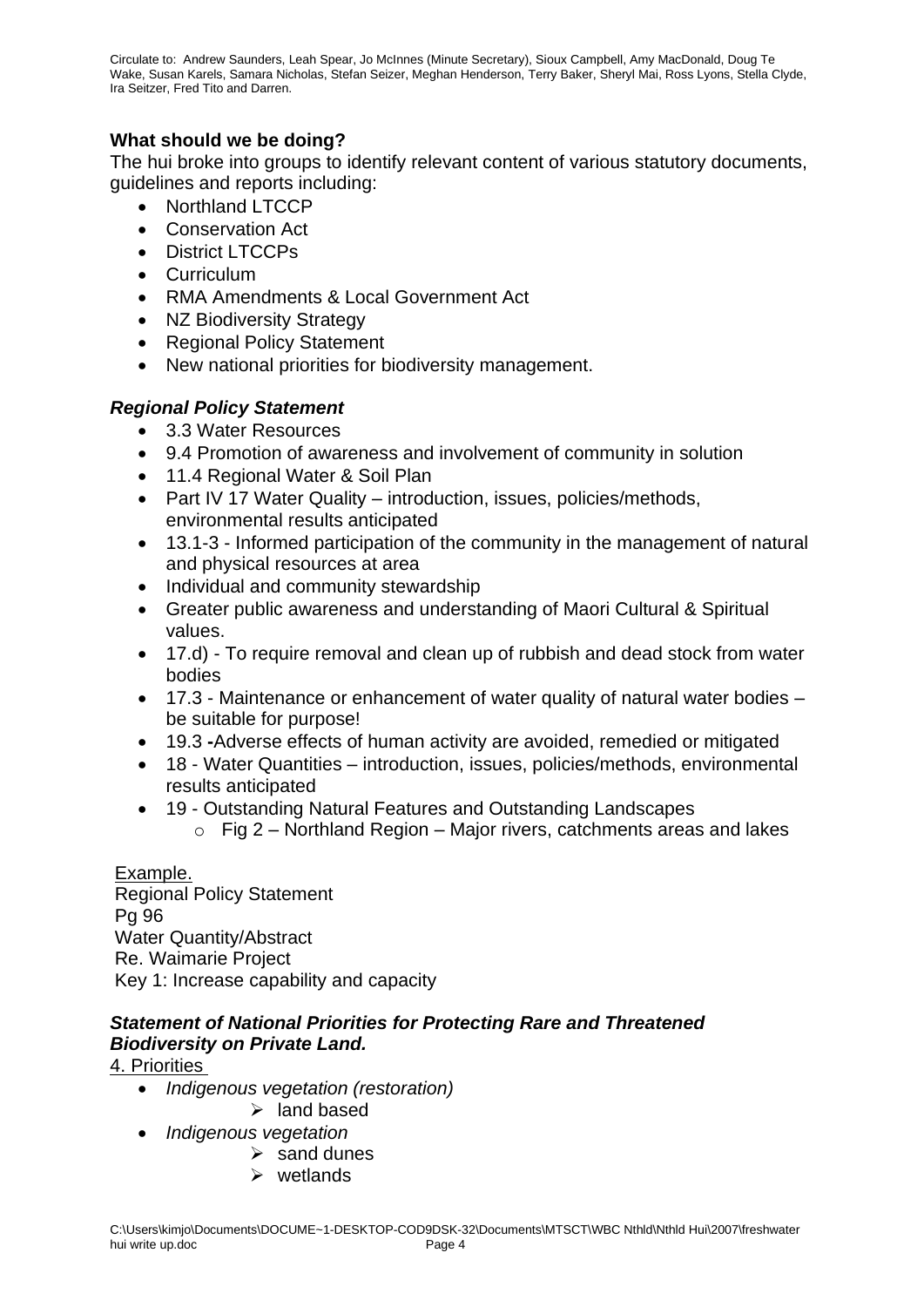Circulate to: Andrew Saunders, Leah Spear, Jo McInnes (Minute Secretary), Sioux Campbell, Amy MacDonald, Doug Te Wake, Susan Karels, Samara Nicholas, Stefan Seizer, Meghan Henderson, Terry Baker, Sheryl Mai, Ross Lyons, Stella Clyde, Ira Seitzer, Fred Tito and Darren.

**What should we be doing?**

The hui broke into groups to identify relevant content of various statutory documents, guidelines and reports including:

- Northland LTCCP
- Conservation Act
- District LTCCPs
- Curriculum
- RMA Amendments & Local Government Act
- NZ Biodiversity Strategy
- Regional Policy Statement
- New national priorities for biodiversity management.

***Regional Policy Statement***

- 3.3 Water Resources
- 9.4 Promotion of awareness and involvement of community in solution
- 11.4 Regional Water & Soil Plan
- Part IV 17 Water Quality – introduction, issues, policies/methods, environmental results anticipated
- 13.1-3 - Informed participation of the community in the management of natural and physical resources at area
- Individual and community stewardship
- Greater public awareness and understanding of Maori Cultural & Spiritual values.
- 17.d) - To require removal and clean up of rubbish and dead stock from water bodies
- 17.3 - Maintenance or enhancement of water quality of natural water bodies – be suitable for purpose!
- 19.3 **-**Adverse effects of human activity are avoided, remedied or mitigated
- 18 - Water Quantities – introduction, issues, policies/methods, environmental results anticipated
- 19 - Outstanding Natural Features and Outstanding Landscapes
  - Fig 2 – Northland Region – Major rivers, catchments areas and lakes

Example.
Regional Policy Statement
Pg 96
Water Quantity/Abstract
Re. Waimarie Project
Key 1: Increase capability and capacity

***Statement of National Priorities for Protecting Rare and Threatened Biodiversity on Private Land.***

4. Priorities

- *Indigenous vegetation (restoration)*
  - land based
- *Indigenous vegetation*
  - sand dunes
  - wetlands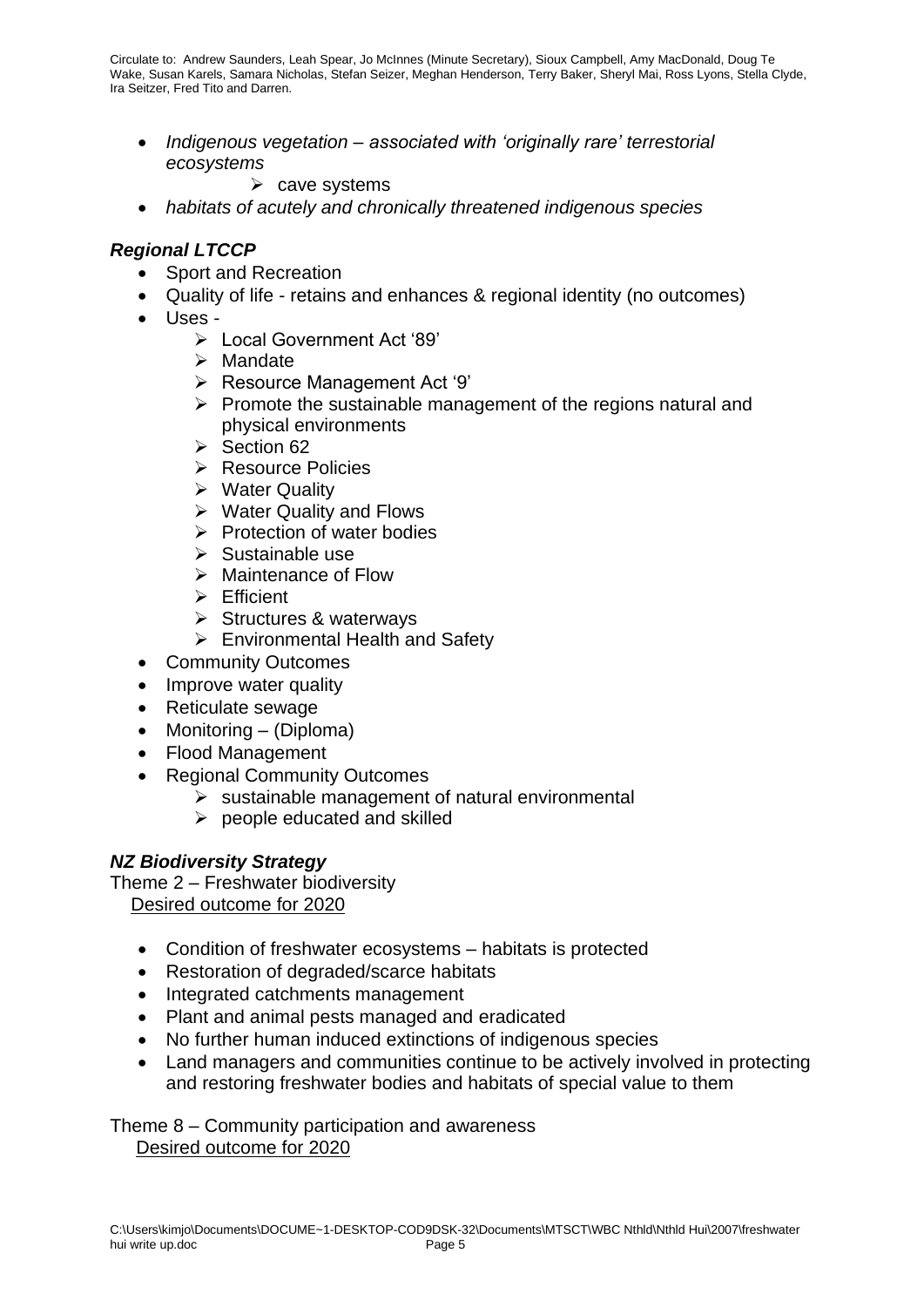- *Indigenous vegetation – associated with 'originally rare' terrestorial ecosystems*
    - cave systems
- *habitats of acutely and chronically threatened indigenous species*

### *Regional LTCCP*

- Sport and Recreation
- Quality of life - retains and enhances & regional identity (no outcomes)
- Uses -
    - Local Government Act '89'
    - Mandate
    - Resource Management Act '9'
    - Promote the sustainable management of the regions natural and physical environments
    - Section 62
    - Resource Policies
    - Water Quality
    - Water Quality and Flows
    - Protection of water bodies
    - Sustainable use
    - Maintenance of Flow
    - Efficient
    - Structures & waterways
    - Environmental Health and Safety
- Community Outcomes
- Improve water quality
- Reticulate sewage
- Monitoring – (Diploma)
- Flood Management
- Regional Community Outcomes
    - sustainable management of natural environmental
    - people educated and skilled

### *NZ Biodiversity Strategy*

Theme 2 – Freshwater biodiversity
<u>Desired outcome for 2020</u>

- Condition of freshwater ecosystems – habitats is protected
- Restoration of degraded/scarce habitats
- Integrated catchments management
- Plant and animal pests managed and eradicated
- No further human induced extinctions of indigenous species
- Land managers and communities continue to be actively involved in protecting and restoring freshwater bodies and habitats of special value to them

Theme 8 – Community participation and awareness
<u>Desired outcome for 2020</u>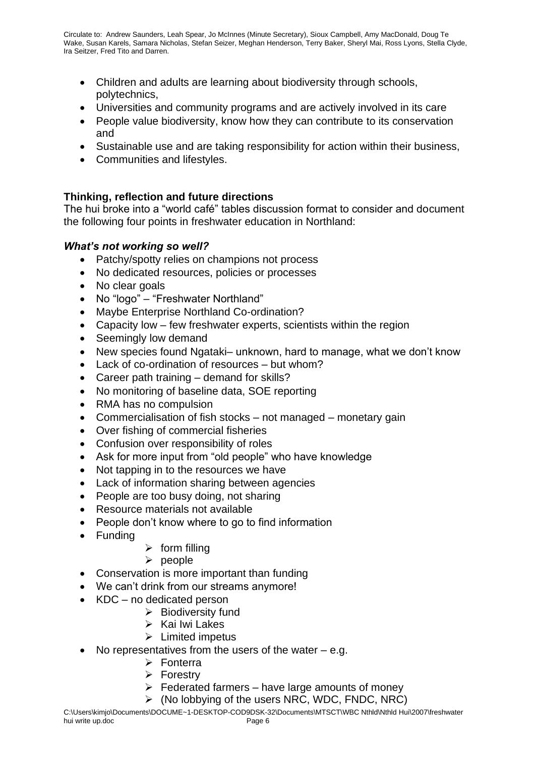- Children and adults are learning about biodiversity through schools, polytechnics,
- Universities and community programs and are actively involved in its care
- People value biodiversity, know how they can contribute to its conservation and
- Sustainable use and are taking responsibility for action within their business,
- Communities and lifestyles.

## Thinking, reflection and future directions

The hui broke into a "world café" tables discussion format to consider and document the following four points in freshwater education in Northland:

### *What's not working so well?*

- Patchy/spotty relies on champions not process
- No dedicated resources, policies or processes
- No clear goals
- No "logo" – "Freshwater Northland"
- Maybe Enterprise Northland Co-ordination?
- Capacity low – few freshwater experts, scientists within the region
- Seemingly low demand
- New species found Ngataki– unknown, hard to manage, what we don't know
- Lack of co-ordination of resources – but whom?
- Career path training – demand for skills?
- No monitoring of baseline data, SOE reporting
- RMA has no compulsion
- Commercialisation of fish stocks – not managed – monetary gain
- Over fishing of commercial fisheries
- Confusion over responsibility of roles
- Ask for more input from "old people" who have knowledge
- Not tapping in to the resources we have
- Lack of information sharing between agencies
- People are too busy doing, not sharing
- Resource materials not available
- People don't know where to go to find information
- Funding
  - form filling
  - people
- Conservation is more important than funding
- We can't drink from our streams anymore!
- KDC – no dedicated person
  - Biodiversity fund
  - Kai Iwi Lakes
  - Limited impetus
- No representatives from the users of the water – e.g.
  - Fonterra
  - Forestry
  - Federated farmers – have large amounts of money
  - (No lobbying of the users NRC, WDC, FNDC, NRC)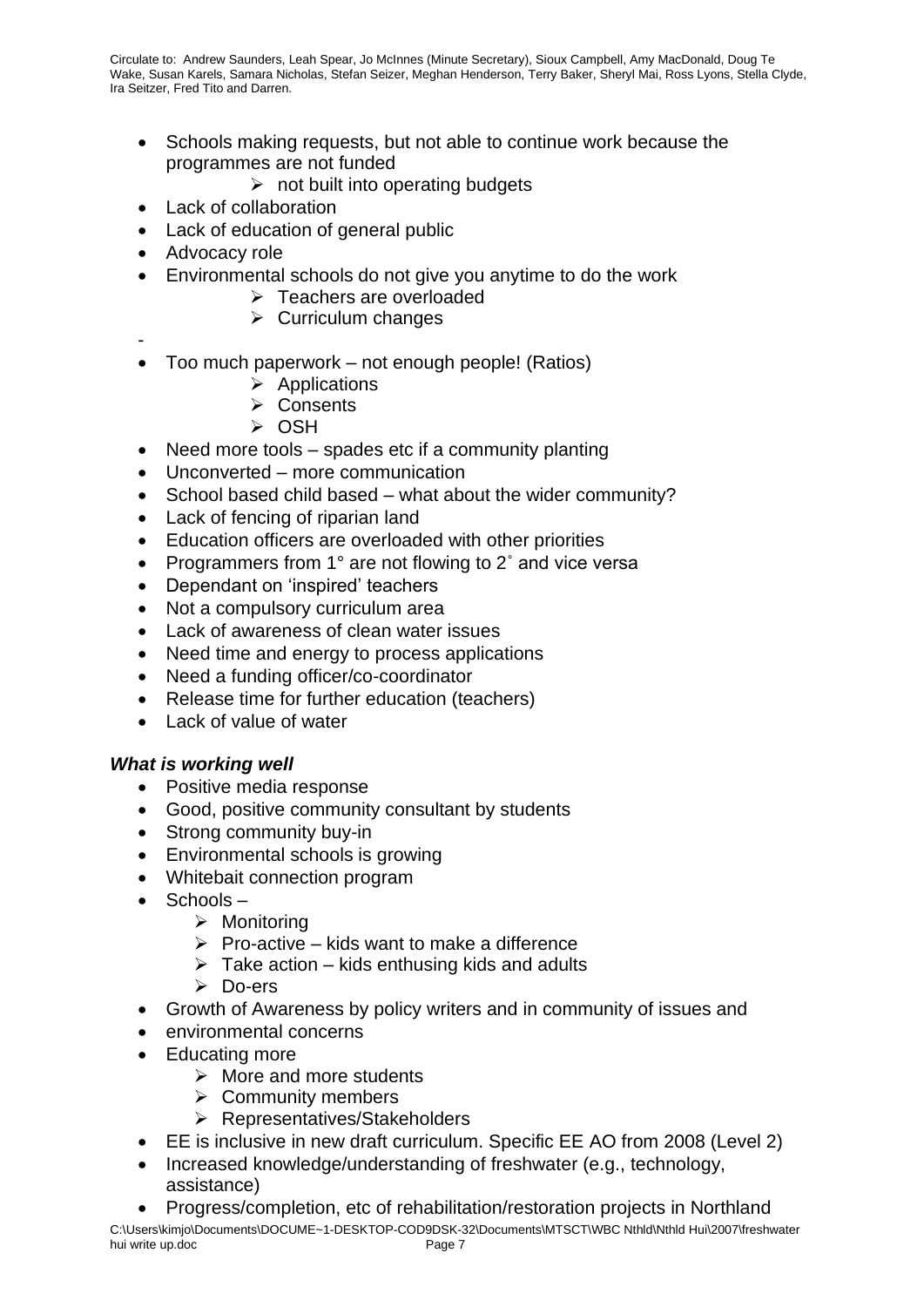- Schools making requests, but not able to continue work because the programmes are not funded
  - not built into operating budgets
- Lack of collaboration
- Lack of education of general public
- Advocacy role
- Environmental schools do not give you anytime to do the work
  - Teachers are overloaded
  - Curriculum changes

-

- Too much paperwork – not enough people! (Ratios)
  - Applications
  - Consents
  - OSH
- Need more tools – spades etc if a community planting
- Unconverted – more communication
- School based child based – what about the wider community?
- Lack of fencing of riparian land
- Education officers are overloaded with other priorities
- Programmers from 1° are not flowing to 2˚ and vice versa
- Dependant on 'inspired' teachers
- Not a compulsory curriculum area
- Lack of awareness of clean water issues
- Need time and energy to process applications
- Need a funding officer/co-coordinator
- Release time for further education (teachers)
- Lack of value of water

***What is working well***

- Positive media response
- Good, positive community consultant by students
- Strong community buy-in
- Environmental schools is growing
- Whitebait connection program
- Schools –
  - Monitoring
  - Pro-active – kids want to make a difference
  - Take action – kids enthusing kids and adults
  - Do-ers
- Growth of Awareness by policy writers and in community of issues and
- environmental concerns
- Educating more
  - More and more students
  - Community members
  - Representatives/Stakeholders
- EE is inclusive in new draft curriculum. Specific EE AO from 2008 (Level 2)
- Increased knowledge/understanding of freshwater (e.g., technology, assistance)
- Progress/completion, etc of rehabilitation/restoration projects in Northland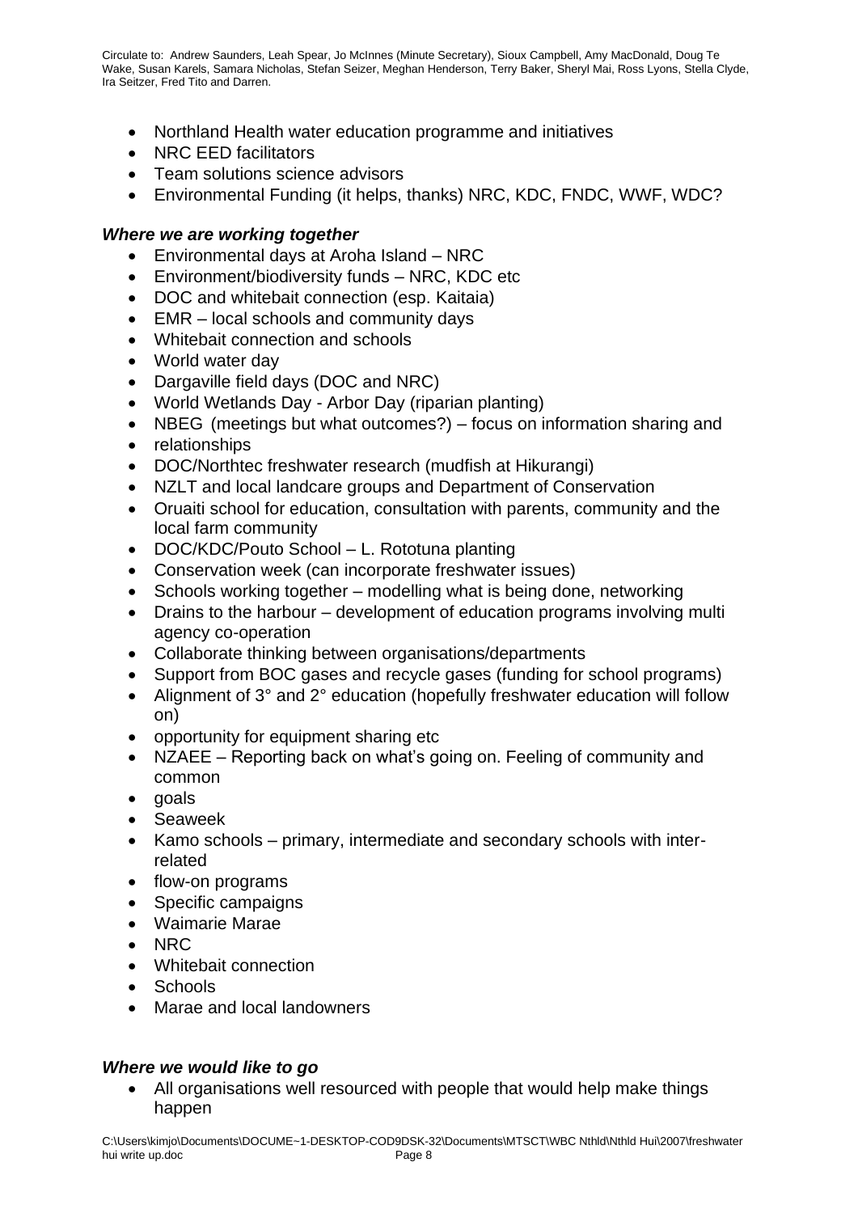- Northland Health water education programme and initiatives
- NRC EED facilitators
- Team solutions science advisors
- Environmental Funding (it helps, thanks) NRC, KDC, FNDC, WWF, WDC?

### *Where we are working together*

- Environmental days at Aroha Island – NRC
- Environment/biodiversity funds – NRC, KDC etc
- DOC and whitebait connection (esp. Kaitaia)
- EMR – local schools and community days
- Whitebait connection and schools
- World water day
- Dargaville field days (DOC and NRC)
- World Wetlands Day - Arbor Day (riparian planting)
- NBEG (meetings but what outcomes?) – focus on information sharing and
- relationships
- DOC/Northtec freshwater research (mudfish at Hikurangi)
- NZLT and local landcare groups and Department of Conservation
- Oruaiti school for education, consultation with parents, community and the local farm community
- DOC/KDC/Pouto School – L. Rototuna planting
- Conservation week (can incorporate freshwater issues)
- Schools working together – modelling what is being done, networking
- Drains to the harbour – development of education programs involving multi agency co-operation
- Collaborate thinking between organisations/departments
- Support from BOC gases and recycle gases (funding for school programs)
- Alignment of 3° and 2° education (hopefully freshwater education will follow on)
- opportunity for equipment sharing etc
- NZAEE – Reporting back on what's going on. Feeling of community and common
- goals
- Seaweek
- Kamo schools – primary, intermediate and secondary schools with inter-related
- flow-on programs
- Specific campaigns
- Waimarie Marae
- NRC
- Whitebait connection
- Schools
- Marae and local landowners

### *Where we would like to go*

- All organisations well resourced with people that would help make things happen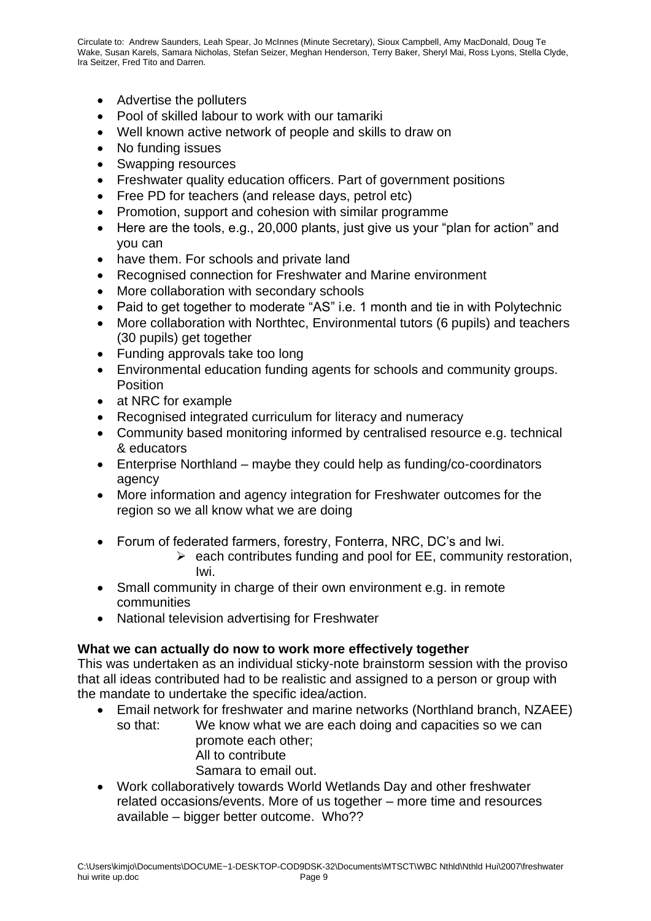- Advertise the polluters
- Pool of skilled labour to work with our tamariki
- Well known active network of people and skills to draw on
- No funding issues
- Swapping resources
- Freshwater quality education officers. Part of government positions
- Free PD for teachers (and release days, petrol etc)
- Promotion, support and cohesion with similar programme
- Here are the tools, e.g., 20,000 plants, just give us your "plan for action" and you can
- have them. For schools and private land
- Recognised connection for Freshwater and Marine environment
- More collaboration with secondary schools
- Paid to get together to moderate "AS" i.e. 1 month and tie in with Polytechnic
- More collaboration with Northtec, Environmental tutors (6 pupils) and teachers (30 pupils) get together
- Funding approvals take too long
- Environmental education funding agents for schools and community groups. Position
- at NRC for example
- Recognised integrated curriculum for literacy and numeracy
- Community based monitoring informed by centralised resource e.g. technical & educators
- Enterprise Northland – maybe they could help as funding/co-coordinators agency
- More information and agency integration for Freshwater outcomes for the region so we all know what we are doing
- Forum of federated farmers, forestry, Fonterra, NRC, DC's and Iwi.
    - each contributes funding and pool for EE, community restoration, Iwi.
- Small community in charge of their own environment e.g. in remote communities
- National television advertising for Freshwater

**What we can actually do now to work more effectively together**

This was undertaken as an individual sticky-note brainstorm session with the proviso that all ideas contributed had to be realistic and assigned to a person or group with the mandate to undertake the specific idea/action.

- Email network for freshwater and marine networks (Northland branch, NZAEE) so that: We know what we are each doing and capacities so we can promote each other;
  All to contribute
  Samara to email out.
- Work collaboratively towards World Wetlands Day and other freshwater related occasions/events. More of us together – more time and resources available – bigger better outcome. Who??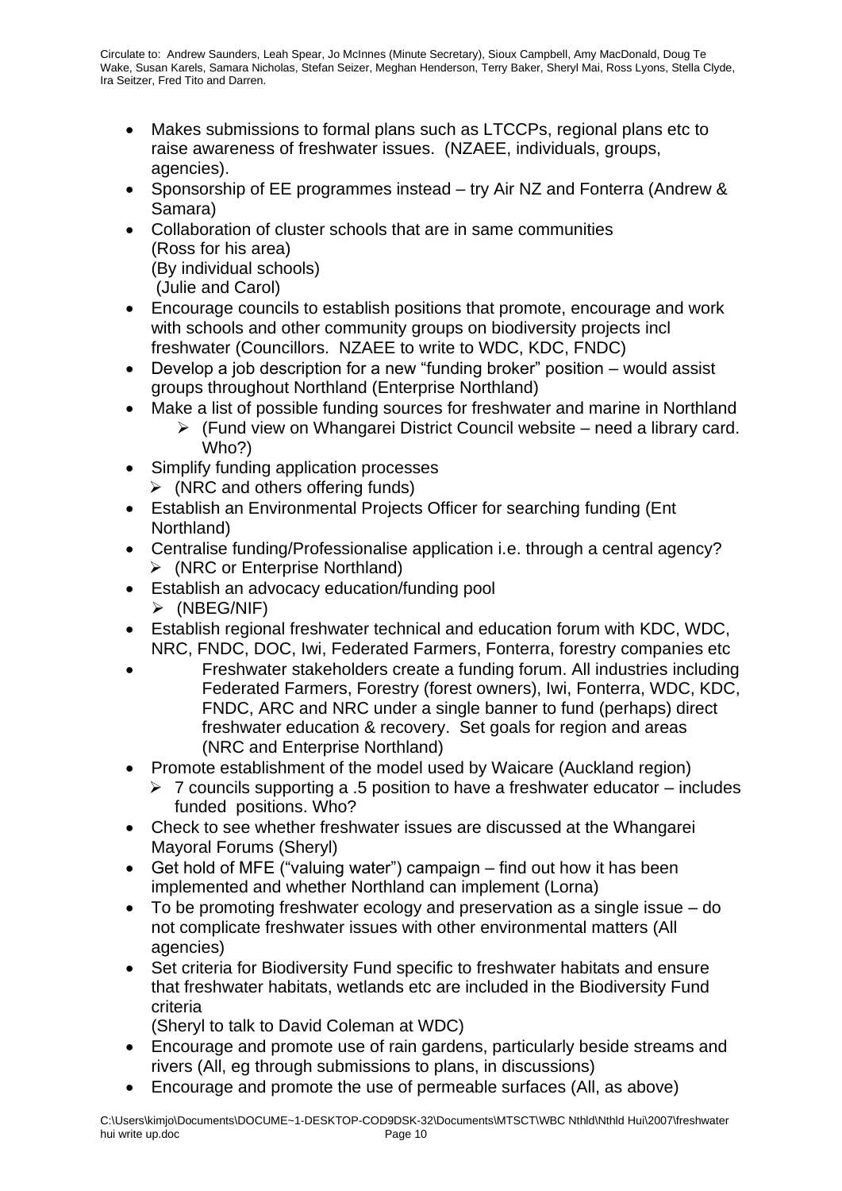- Makes submissions to formal plans such as LTCCPs, regional plans etc to raise awareness of freshwater issues. (NZAEE, individuals, groups, agencies).
- Sponsorship of EE programmes instead – try Air NZ and Fonterra (Andrew & Samara)
- Collaboration of cluster schools that are in same communities
  (Ross for his area)
  (By individual schools)
  (Julie and Carol)
- Encourage councils to establish positions that promote, encourage and work with schools and other community groups on biodiversity projects incl freshwater (Councillors. NZAEE to write to WDC, KDC, FNDC)
- Develop a job description for a new "funding broker" position – would assist groups throughout Northland (Enterprise Northland)
- Make a list of possible funding sources for freshwater and marine in Northland
  - (Fund view on Whangarei District Council website – need a library card. Who?)
- Simplify funding application processes
  - (NRC and others offering funds)
- Establish an Environmental Projects Officer for searching funding (Ent Northland)
- Centralise funding/Professionalise application i.e. through a central agency?
  - (NRC or Enterprise Northland)
- Establish an advocacy education/funding pool
  - (NBEG/NIF)
- Establish regional freshwater technical and education forum with KDC, WDC, NRC, FNDC, DOC, Iwi, Federated Farmers, Fonterra, forestry companies etc
- Freshwater stakeholders create a funding forum. All industries including Federated Farmers, Forestry (forest owners), Iwi, Fonterra, WDC, KDC, FNDC, ARC and NRC under a single banner to fund (perhaps) direct freshwater education & recovery. Set goals for region and areas (NRC and Enterprise Northland)
- Promote establishment of the model used by Waicare (Auckland region)
  - 7 councils supporting a .5 position to have a freshwater educator – includes funded positions. Who?
- Check to see whether freshwater issues are discussed at the Whangarei Mayoral Forums (Sheryl)
- Get hold of MFE ("valuing water") campaign – find out how it has been implemented and whether Northland can implement (Lorna)
- To be promoting freshwater ecology and preservation as a single issue – do not complicate freshwater issues with other environmental matters (All agencies)
- Set criteria for Biodiversity Fund specific to freshwater habitats and ensure that freshwater habitats, wetlands etc are included in the Biodiversity Fund criteria
  (Sheryl to talk to David Coleman at WDC)
- Encourage and promote use of rain gardens, particularly beside streams and rivers (All, eg through submissions to plans, in discussions)
- Encourage and promote the use of permeable surfaces (All, as above)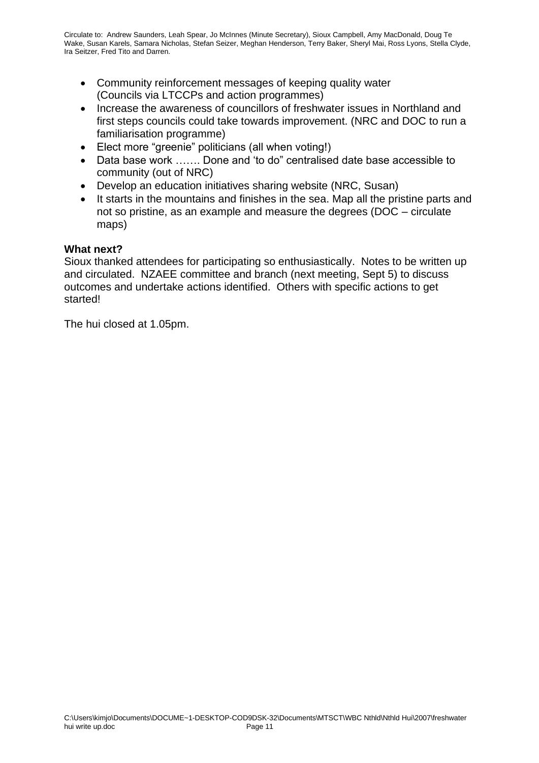- Community reinforcement messages of keeping quality water (Councils via LTCCPs and action programmes)
- Increase the awareness of councillors of freshwater issues in Northland and first steps councils could take towards improvement. (NRC and DOC to run a familiarisation programme)
- Elect more "greenie" politicians (all when voting!)
- Data base work ……. Done and 'to do" centralised date base accessible to community (out of NRC)
- Develop an education initiatives sharing website (NRC, Susan)
- It starts in the mountains and finishes in the sea. Map all the pristine parts and not so pristine, as an example and measure the degrees (DOC – circulate maps)

**What next?**

Sioux thanked attendees for participating so enthusiastically. Notes to be written up and circulated. NZAEE committee and branch (next meeting, Sept 5) to discuss outcomes and undertake actions identified. Others with specific actions to get started!

The hui closed at 1.05pm.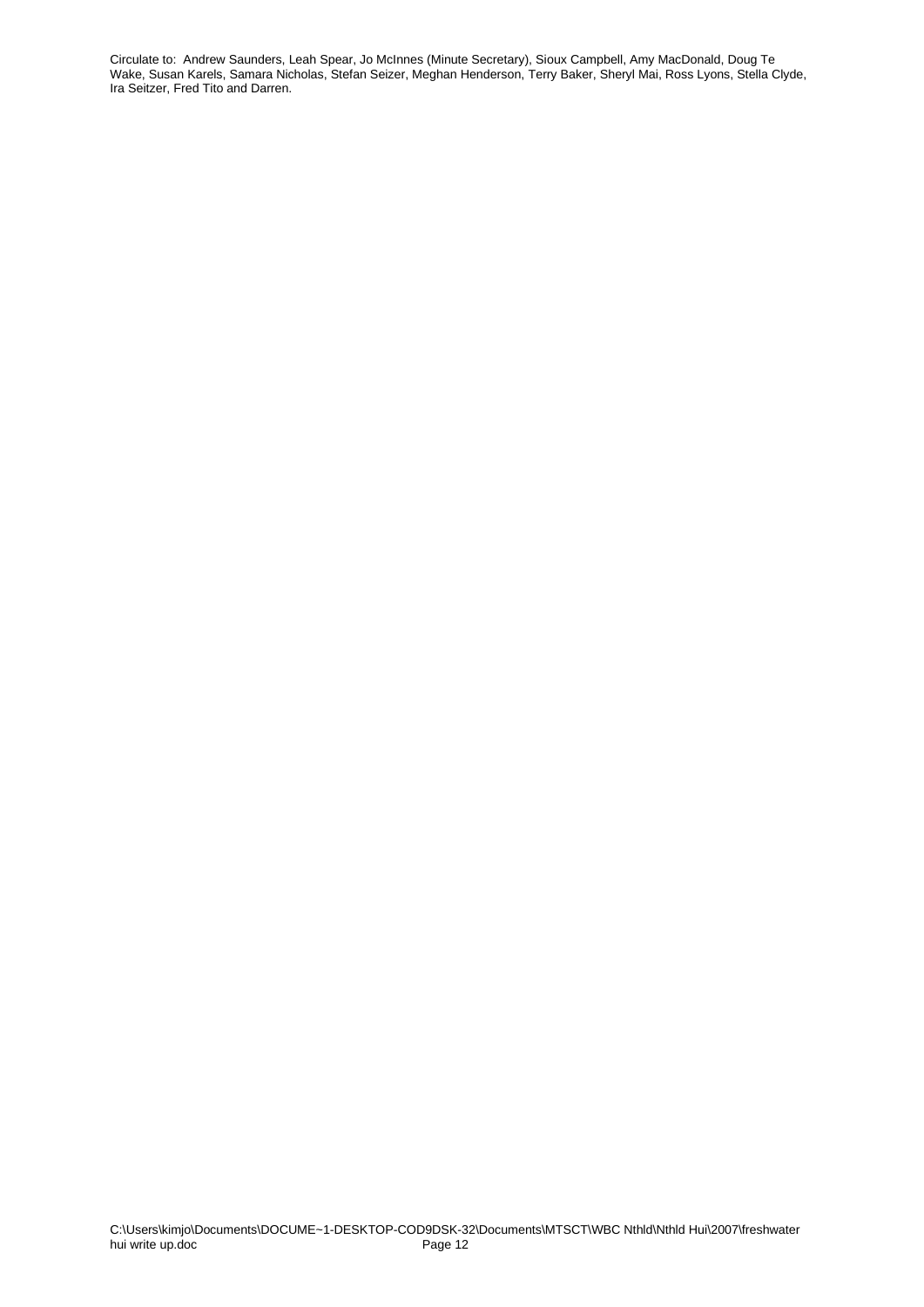Circulate to: Andrew Saunders, Leah Spear, Jo McInnes (Minute Secretary), Sioux Campbell, Amy MacDonald, Doug Te Wake, Susan Karels, Samara Nicholas, Stefan Seizer, Meghan Henderson, Terry Baker, Sheryl Mai, Ross Lyons, Stella Clyde, Ira Seitzer, Fred Tito and Darren.